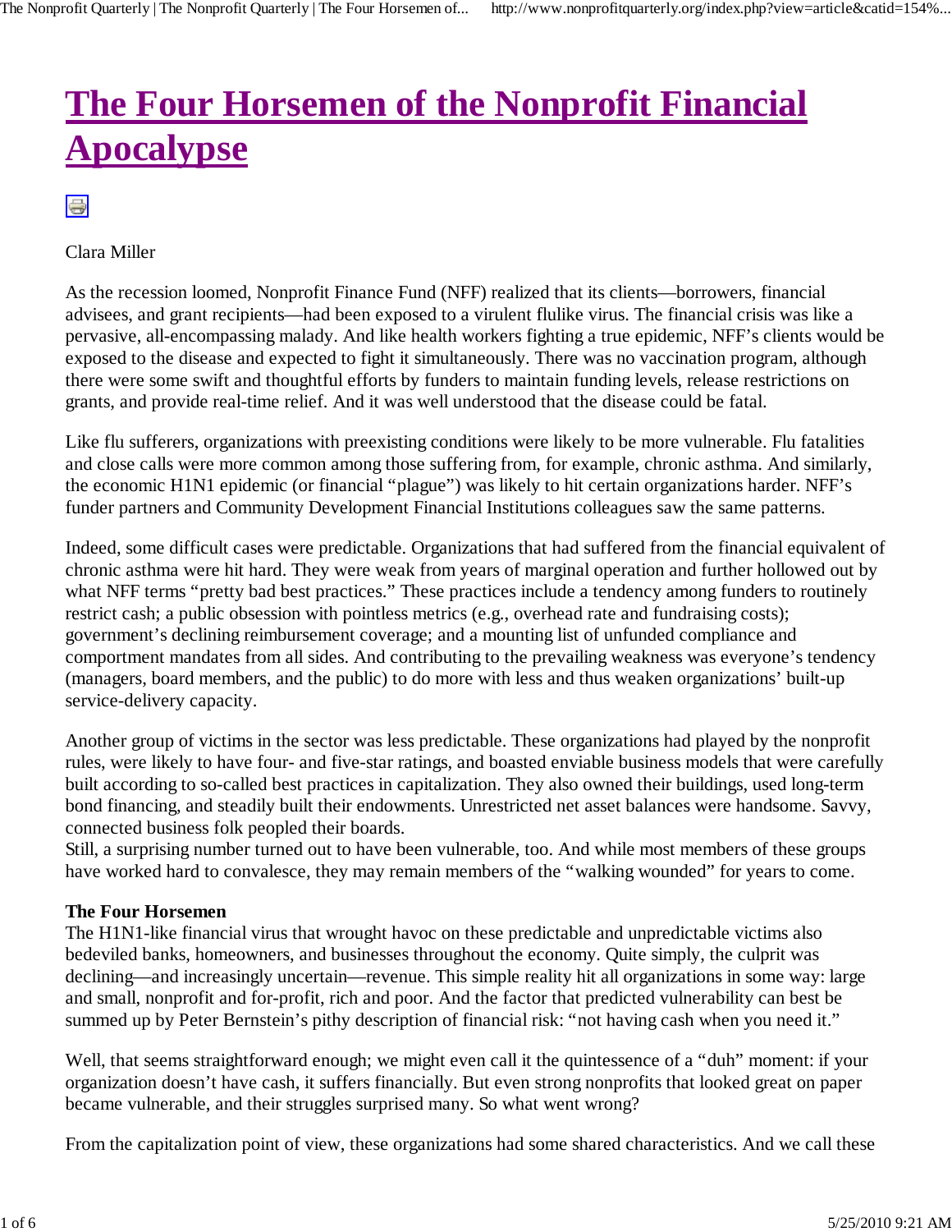# The Four Horsemen of the Nonprofit Financial Apocalypse

Clara Miller

As the recession loomed, Nonprofit Finance Fund (NFF) realized that its clients—borrowers, financial advisees, and grant recipients—had been exposed to a virulent flulike virus. The financial crisis was like a pervasive, all-encompassing malady. And like health workers fighting a true epidemic, NFF's clients would be exposed to the disease and expected to fight it simultaneously. There was no vaccination program, although there were some swift and thoughtful efforts by funders to maintain funding levels, release restrictions on grants, and provide real-time relief. And it was well understood that the disease could be fatal.

Like flu sufferers, organizations with preexisting conditions were likely to be more vulnerable. Flu fatalities and close calls were more common among those suffering from, for example, chronic asthma. And similarly, the economic H1N1 epidemic (or financial "plague") was likely to hit certain organizations harder. NFF's funder partners and Community Development Financial Institutions colleagues saw the same patterns.

Indeed, some difficult cases were predictable. Organizations that had suffered from the financial equivalent of chronic asthma were hit hard. They were weak from years of marginal operation and further hollowed out by what NFF terms "pretty bad best practices." These practices include a tendency among funders to routinely restrict cash; a public obsession with pointless metrics (e.g., overhead rate and fundraising costs); government's declining reimbursement coverage; and a mounting list of unfunded compliance and comportment mandates from all sides. And contributing to the prevailing weakness was everyone's tendency (managers, board members, and the public) to do more with less and thus weaken organizations' built-up service-delivery capacity.

Another group of victims in the sector was less predictable. These organizations had played by the nonprofit rules, were likely to have four- and five-star ratings, and boasted enviable business models that were carefully built according to so-called best practices in capitalization. They also owned their buildings, used long-term bond financing, and steadily built their endowments. Unrestricted net asset balances were handsome. Savvy, connected business folk peopled their boards.

Still, a surprising number turned out to have been vulnerable, too. And while most members of these groups have worked hard to convalesce, they may remain members of the "walking wounded" for years to come.

**The Four Horsemen**

The H1N1-like financial virus that wrought havoc on these predictable and unpredictable victims also bedeviled banks, homeowners, and businesses throughout the economy. Quite simply, the culprit was declining—and increasingly uncertain—revenue. This simple reality hit all organizations in some way: large and small, nonprofit and for-profit, rich and poor. And the factor that predicted vulnerability can best be summed up by Peter Bernstein's pithy description of financial risk: "not having cash when you need it."

Well, that seems straightforward enough; we might even call it the quintessence of a "duh" moment: if your organization doesn't have cash, it suffers financially. But even strong nonprofits that looked great on paper became vulnerable, and their struggles surprised many. So what went wrong?

From the capitalization point of view, these organizations had some shared characteristics. And we call these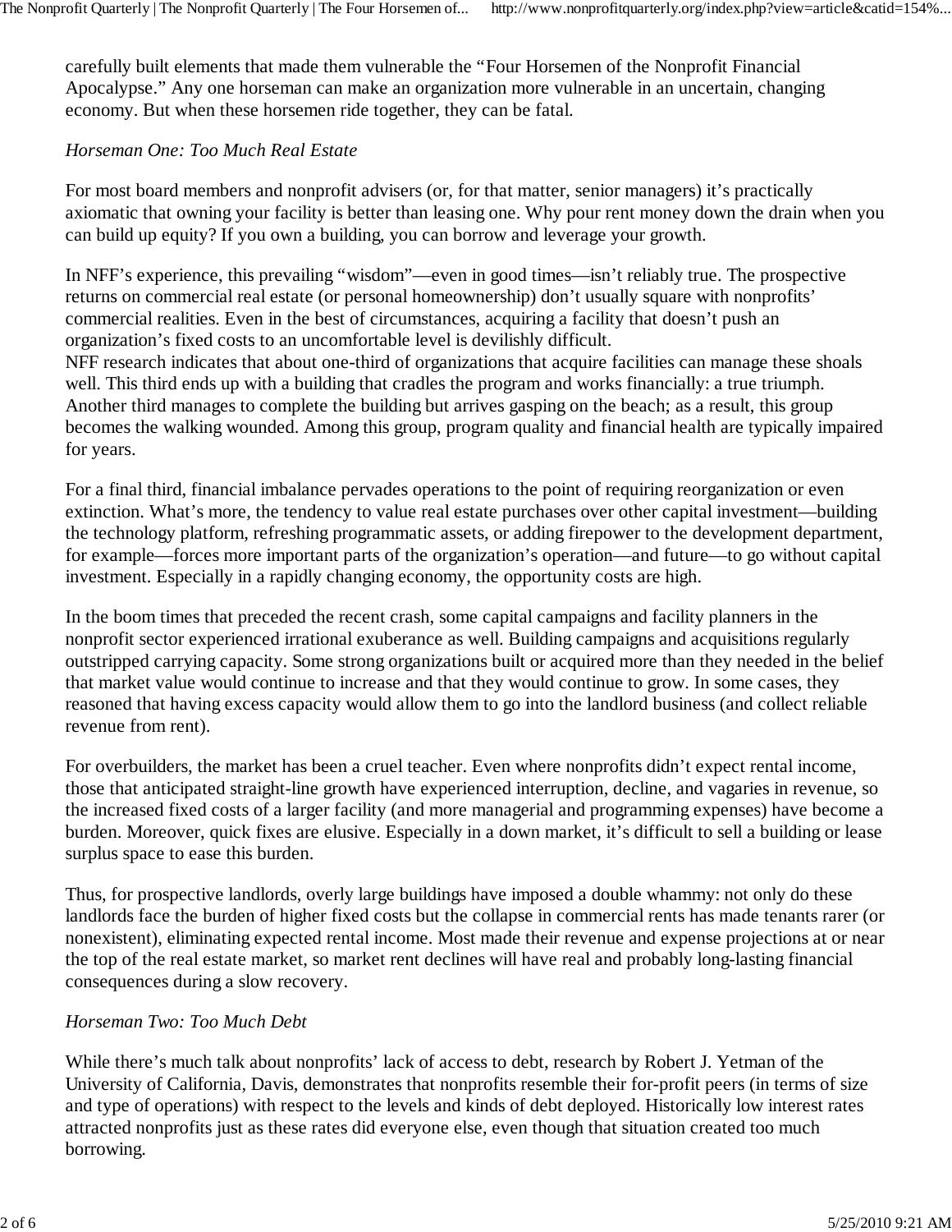carefully built elements that made them vulnerable the "Four Horsemen of the Nonprofit Financial Apocalypse." Any one horseman can make an organization more vulnerable in an uncertain, changing economy. But when these horsemen ride together, they can be fatal.

*Horseman One: Too Much Real Estate*

For most board members and nonprofit advisers (or, for that matter, senior managers) it's practically axiomatic that owning your facility is better than leasing one. Why pour rent money down the drain when you can build up equity? If you own a building, you can borrow and leverage your growth.

In NFF's experience, this prevailing "wisdom"—even in good times—isn't reliably true. The prospective returns on commercial real estate (or personal homeownership) don't usually square with nonprofits' commercial realities. Even in the best of circumstances, acquiring a facility that doesn't push an organization's fixed costs to an uncomfortable level is devilishly difficult.
NFF research indicates that about one-third of organizations that acquire facilities can manage these shoals well. This third ends up with a building that cradles the program and works financially: a true triumph. Another third manages to complete the building but arrives gasping on the beach; as a result, this group becomes the walking wounded. Among this group, program quality and financial health are typically impaired for years.

For a final third, financial imbalance pervades operations to the point of requiring reorganization or even extinction. What's more, the tendency to value real estate purchases over other capital investment—building the technology platform, refreshing programmatic assets, or adding firepower to the development department, for example—forces more important parts of the organization's operation—and future—to go without capital investment. Especially in a rapidly changing economy, the opportunity costs are high.

In the boom times that preceded the recent crash, some capital campaigns and facility planners in the nonprofit sector experienced irrational exuberance as well. Building campaigns and acquisitions regularly outstripped carrying capacity. Some strong organizations built or acquired more than they needed in the belief that market value would continue to increase and that they would continue to grow. In some cases, they reasoned that having excess capacity would allow them to go into the landlord business (and collect reliable revenue from rent).

For overbuilders, the market has been a cruel teacher. Even where nonprofits didn't expect rental income, those that anticipated straight-line growth have experienced interruption, decline, and vagaries in revenue, so the increased fixed costs of a larger facility (and more managerial and programming expenses) have become a burden. Moreover, quick fixes are elusive. Especially in a down market, it's difficult to sell a building or lease surplus space to ease this burden.

Thus, for prospective landlords, overly large buildings have imposed a double whammy: not only do these landlords face the burden of higher fixed costs but the collapse in commercial rents has made tenants rarer (or nonexistent), eliminating expected rental income. Most made their revenue and expense projections at or near the top of the real estate market, so market rent declines will have real and probably long-lasting financial consequences during a slow recovery.

*Horseman Two: Too Much Debt*

While there's much talk about nonprofits' lack of access to debt, research by Robert J. Yetman of the University of California, Davis, demonstrates that nonprofits resemble their for-profit peers (in terms of size and type of operations) with respect to the levels and kinds of debt deployed. Historically low interest rates attracted nonprofits just as these rates did everyone else, even though that situation created too much borrowing.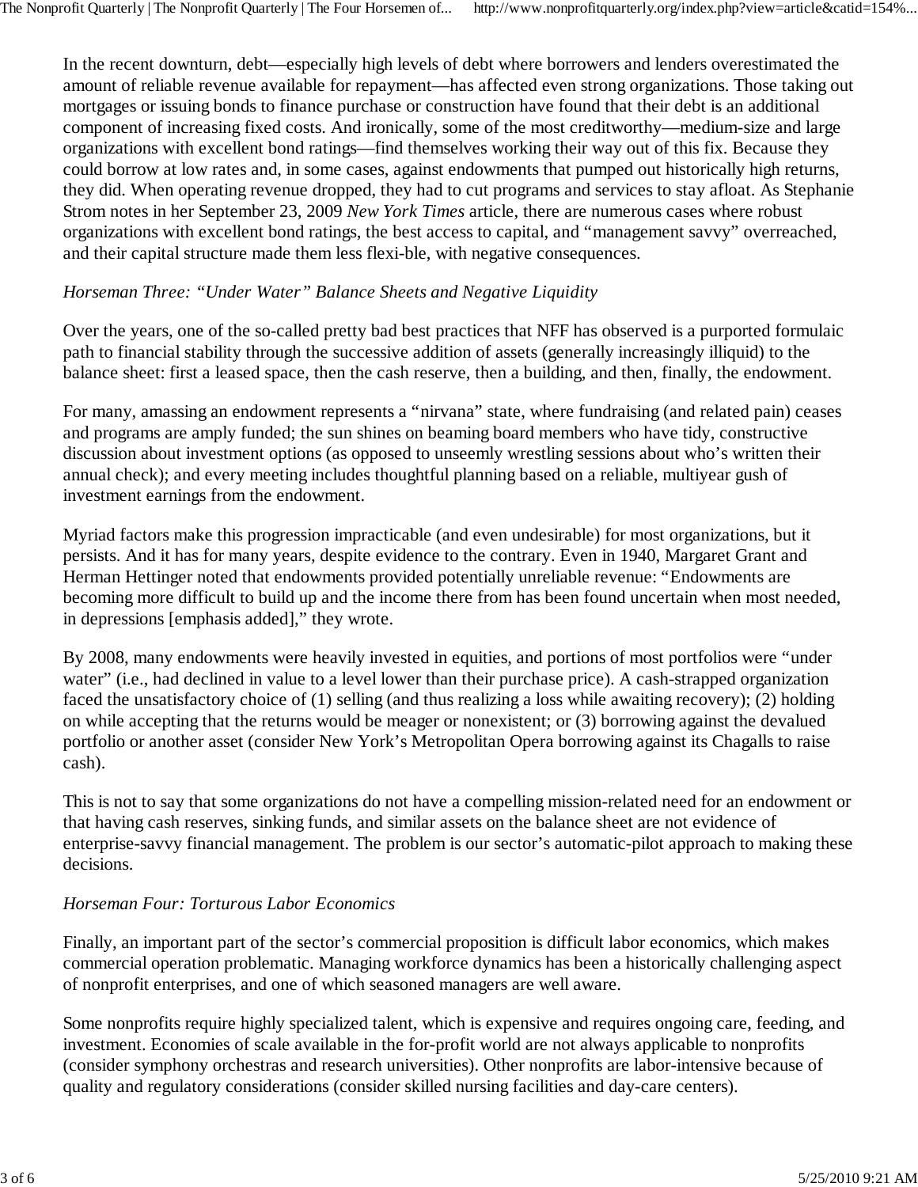In the recent downturn, debt—especially high levels of debt where borrowers and lenders overestimated the amount of reliable revenue available for repayment—has affected even strong organizations. Those taking out mortgages or issuing bonds to finance purchase or construction have found that their debt is an additional component of increasing fixed costs. And ironically, some of the most creditworthy—medium-size and large organizations with excellent bond ratings—find themselves working their way out of this fix. Because they could borrow at low rates and, in some cases, against endowments that pumped out historically high returns, they did. When operating revenue dropped, they had to cut programs and services to stay afloat. As Stephanie Strom notes in her September 23, 2009 *New York Times* article, there are numerous cases where robust organizations with excellent bond ratings, the best access to capital, and "management savvy" overreached, and their capital structure made them less flexi-ble, with negative consequences.

*Horseman Three: "Under Water" Balance Sheets and Negative Liquidity*

Over the years, one of the so-called pretty bad best practices that NFF has observed is a purported formulaic path to financial stability through the successive addition of assets (generally increasingly illiquid) to the balance sheet: first a leased space, then the cash reserve, then a building, and then, finally, the endowment.

For many, amassing an endowment represents a "nirvana" state, where fundraising (and related pain) ceases and programs are amply funded; the sun shines on beaming board members who have tidy, constructive discussion about investment options (as opposed to unseemly wrestling sessions about who's written their annual check); and every meeting includes thoughtful planning based on a reliable, multiyear gush of investment earnings from the endowment.

Myriad factors make this progression impracticable (and even undesirable) for most organizations, but it persists. And it has for many years, despite evidence to the contrary. Even in 1940, Margaret Grant and Herman Hettinger noted that endowments provided potentially unreliable revenue: "Endowments are becoming more difficult to build up and the income there from has been found uncertain when most needed, in depressions [emphasis added]," they wrote.

By 2008, many endowments were heavily invested in equities, and portions of most portfolios were "under water" (i.e., had declined in value to a level lower than their purchase price). A cash-strapped organization faced the unsatisfactory choice of (1) selling (and thus realizing a loss while awaiting recovery); (2) holding on while accepting that the returns would be meager or nonexistent; or (3) borrowing against the devalued portfolio or another asset (consider New York's Metropolitan Opera borrowing against its Chagalls to raise cash).

This is not to say that some organizations do not have a compelling mission-related need for an endowment or that having cash reserves, sinking funds, and similar assets on the balance sheet are not evidence of enterprise-savvy financial management. The problem is our sector's automatic-pilot approach to making these decisions.

*Horseman Four: Torturous Labor Economics*

Finally, an important part of the sector's commercial proposition is difficult labor economics, which makes commercial operation problematic. Managing workforce dynamics has been a historically challenging aspect of nonprofit enterprises, and one of which seasoned managers are well aware.

Some nonprofits require highly specialized talent, which is expensive and requires ongoing care, feeding, and investment. Economies of scale available in the for-profit world are not always applicable to nonprofits (consider symphony orchestras and research universities). Other nonprofits are labor-intensive because of quality and regulatory considerations (consider skilled nursing facilities and day-care centers).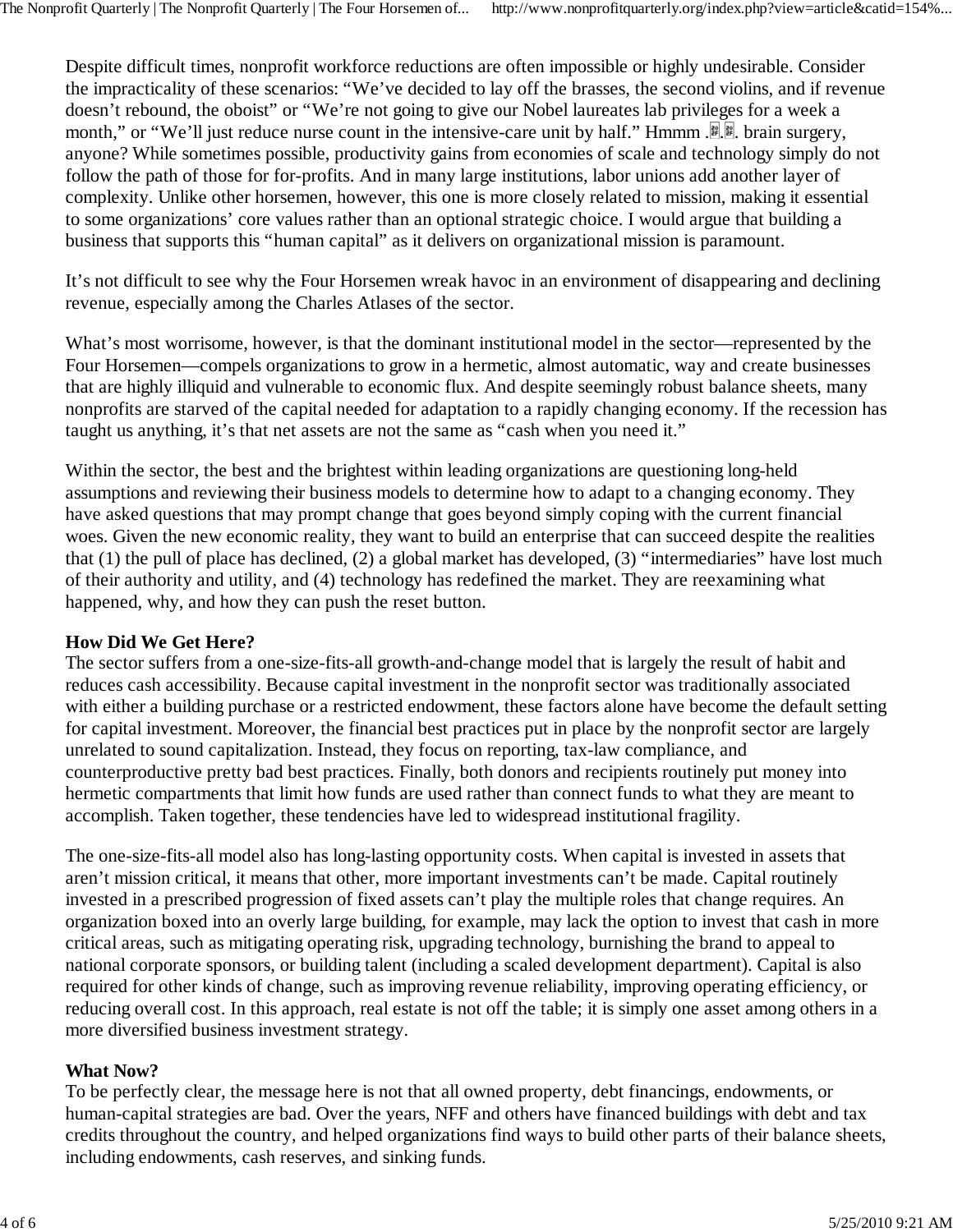Despite difficult times, nonprofit workforce reductions are often impossible or highly undesirable. Consider the impracticality of these scenarios: "We've decided to lay off the brasses, the second violins, and if revenue doesn't rebound, the oboist" or "We're not going to give our Nobel laureates lab privileges for a week a month," or "We'll just reduce nurse count in the intensive-care unit by half." Hmmm . . . brain surgery, anyone? While sometimes possible, productivity gains from economies of scale and technology simply do not follow the path of those for for-profits. And in many large institutions, labor unions add another layer of complexity. Unlike other horsemen, however, this one is more closely related to mission, making it essential to some organizations' core values rather than an optional strategic choice. I would argue that building a business that supports this "human capital" as it delivers on organizational mission is paramount.

It's not difficult to see why the Four Horsemen wreak havoc in an environment of disappearing and declining revenue, especially among the Charles Atlases of the sector.

What's most worrisome, however, is that the dominant institutional model in the sector—represented by the Four Horsemen—compels organizations to grow in a hermetic, almost automatic, way and create businesses that are highly illiquid and vulnerable to economic flux. And despite seemingly robust balance sheets, many nonprofits are starved of the capital needed for adaptation to a rapidly changing economy. If the recession has taught us anything, it's that net assets are not the same as "cash when you need it."

Within the sector, the best and the brightest within leading organizations are questioning long-held assumptions and reviewing their business models to determine how to adapt to a changing economy. They have asked questions that may prompt change that goes beyond simply coping with the current financial woes. Given the new economic reality, they want to build an enterprise that can succeed despite the realities that (1) the pull of place has declined, (2) a global market has developed, (3) "intermediaries" have lost much of their authority and utility, and (4) technology has redefined the market. They are reexamining what happened, why, and how they can push the reset button.

**How Did We Get Here?**

The sector suffers from a one-size-fits-all growth-and-change model that is largely the result of habit and reduces cash accessibility. Because capital investment in the nonprofit sector was traditionally associated with either a building purchase or a restricted endowment, these factors alone have become the default setting for capital investment. Moreover, the financial best practices put in place by the nonprofit sector are largely unrelated to sound capitalization. Instead, they focus on reporting, tax-law compliance, and counterproductive pretty bad best practices. Finally, both donors and recipients routinely put money into hermetic compartments that limit how funds are used rather than connect funds to what they are meant to accomplish. Taken together, these tendencies have led to widespread institutional fragility.

The one-size-fits-all model also has long-lasting opportunity costs. When capital is invested in assets that aren't mission critical, it means that other, more important investments can't be made. Capital routinely invested in a prescribed progression of fixed assets can't play the multiple roles that change requires. An organization boxed into an overly large building, for example, may lack the option to invest that cash in more critical areas, such as mitigating operating risk, upgrading technology, burnishing the brand to appeal to national corporate sponsors, or building talent (including a scaled development department). Capital is also required for other kinds of change, such as improving revenue reliability, improving operating efficiency, or reducing overall cost. In this approach, real estate is not off the table; it is simply one asset among others in a more diversified business investment strategy.

**What Now?**

To be perfectly clear, the message here is not that all owned property, debt financings, endowments, or human-capital strategies are bad. Over the years, NFF and others have financed buildings with debt and tax credits throughout the country, and helped organizations find ways to build other parts of their balance sheets, including endowments, cash reserves, and sinking funds.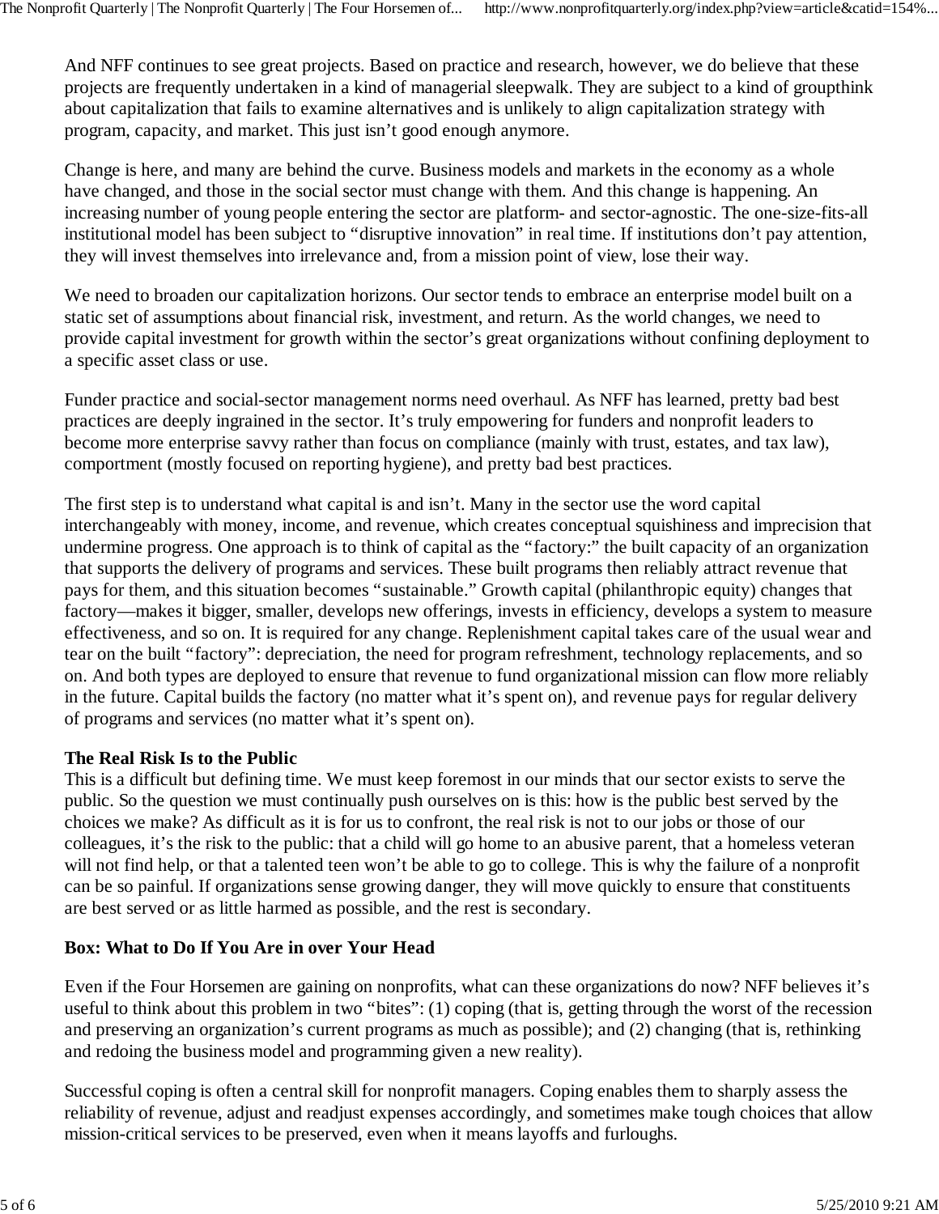And NFF continues to see great projects. Based on practice and research, however, we do believe that these projects are frequently undertaken in a kind of managerial sleepwalk. They are subject to a kind of groupthink about capitalization that fails to examine alternatives and is unlikely to align capitalization strategy with program, capacity, and market. This just isn't good enough anymore.

Change is here, and many are behind the curve. Business models and markets in the economy as a whole have changed, and those in the social sector must change with them. And this change is happening. An increasing number of young people entering the sector are platform- and sector-agnostic. The one-size-fits-all institutional model has been subject to "disruptive innovation" in real time. If institutions don't pay attention, they will invest themselves into irrelevance and, from a mission point of view, lose their way.

We need to broaden our capitalization horizons. Our sector tends to embrace an enterprise model built on a static set of assumptions about financial risk, investment, and return. As the world changes, we need to provide capital investment for growth within the sector's great organizations without confining deployment to a specific asset class or use.

Funder practice and social-sector management norms need overhaul. As NFF has learned, pretty bad best practices are deeply ingrained in the sector. It's truly empowering for funders and nonprofit leaders to become more enterprise savvy rather than focus on compliance (mainly with trust, estates, and tax law), comportment (mostly focused on reporting hygiene), and pretty bad best practices.

The first step is to understand what capital is and isn't. Many in the sector use the word capital interchangeably with money, income, and revenue, which creates conceptual squishiness and imprecision that undermine progress. One approach is to think of capital as the "factory:" the built capacity of an organization that supports the delivery of programs and services. These built programs then reliably attract revenue that pays for them, and this situation becomes "sustainable." Growth capital (philanthropic equity) changes that factory—makes it bigger, smaller, develops new offerings, invests in efficiency, develops a system to measure effectiveness, and so on. It is required for any change. Replenishment capital takes care of the usual wear and tear on the built "factory": depreciation, the need for program refreshment, technology replacements, and so on. And both types are deployed to ensure that revenue to fund organizational mission can flow more reliably in the future. Capital builds the factory (no matter what it's spent on), and revenue pays for regular delivery of programs and services (no matter what it's spent on).

**The Real Risk Is to the Public**

This is a difficult but defining time. We must keep foremost in our minds that our sector exists to serve the public. So the question we must continually push ourselves on is this: how is the public best served by the choices we make? As difficult as it is for us to confront, the real risk is not to our jobs or those of our colleagues, it's the risk to the public: that a child will go home to an abusive parent, that a homeless veteran will not find help, or that a talented teen won't be able to go to college. This is why the failure of a nonprofit can be so painful. If organizations sense growing danger, they will move quickly to ensure that constituents are best served or as little harmed as possible, and the rest is secondary.

**Box: What to Do If You Are in over Your Head**

Even if the Four Horsemen are gaining on nonprofits, what can these organizations do now? NFF believes it's useful to think about this problem in two "bites": (1) coping (that is, getting through the worst of the recession and preserving an organization's current programs as much as possible); and (2) changing (that is, rethinking and redoing the business model and programming given a new reality).

Successful coping is often a central skill for nonprofit managers. Coping enables them to sharply assess the reliability of revenue, adjust and readjust expenses accordingly, and sometimes make tough choices that allow mission-critical services to be preserved, even when it means layoffs and furloughs.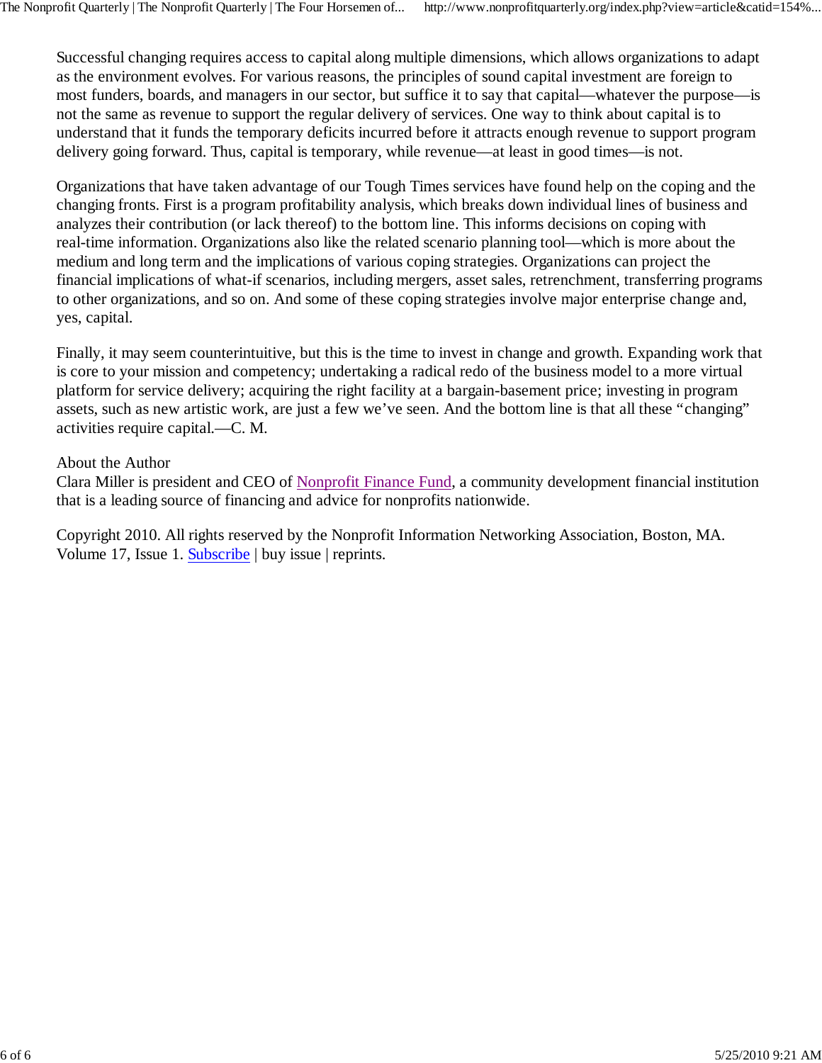Successful changing requires access to capital along multiple dimensions, which allows organizations to adapt as the environment evolves. For various reasons, the principles of sound capital investment are foreign to most funders, boards, and managers in our sector, but suffice it to say that capital—whatever the purpose—is not the same as revenue to support the regular delivery of services. One way to think about capital is to understand that it funds the temporary deficits incurred before it attracts enough revenue to support program delivery going forward. Thus, capital is temporary, while revenue—at least in good times—is not.

Organizations that have taken advantage of our Tough Times services have found help on the coping and the changing fronts. First is a program profitability analysis, which breaks down individual lines of business and analyzes their contribution (or lack thereof) to the bottom line. This informs decisions on coping with real-time information. Organizations also like the related scenario planning tool—which is more about the medium and long term and the implications of various coping strategies. Organizations can project the financial implications of what-if scenarios, including mergers, asset sales, retrenchment, transferring programs to other organizations, and so on. And some of these coping strategies involve major enterprise change and, yes, capital.

Finally, it may seem counterintuitive, but this is the time to invest in change and growth. Expanding work that is core to your mission and competency; undertaking a radical redo of the business model to a more virtual platform for service delivery; acquiring the right facility at a bargain-basement price; investing in program assets, such as new artistic work, are just a few we've seen. And the bottom line is that all these "changing" activities require capital.—C. M.

About the Author
Clara Miller is president and CEO of Nonprofit Finance Fund, a community development financial institution that is a leading source of financing and advice for nonprofits nationwide.

Copyright 2010. All rights reserved by the Nonprofit Information Networking Association, Boston, MA. Volume 17, Issue 1. Subscribe | buy issue | reprints.